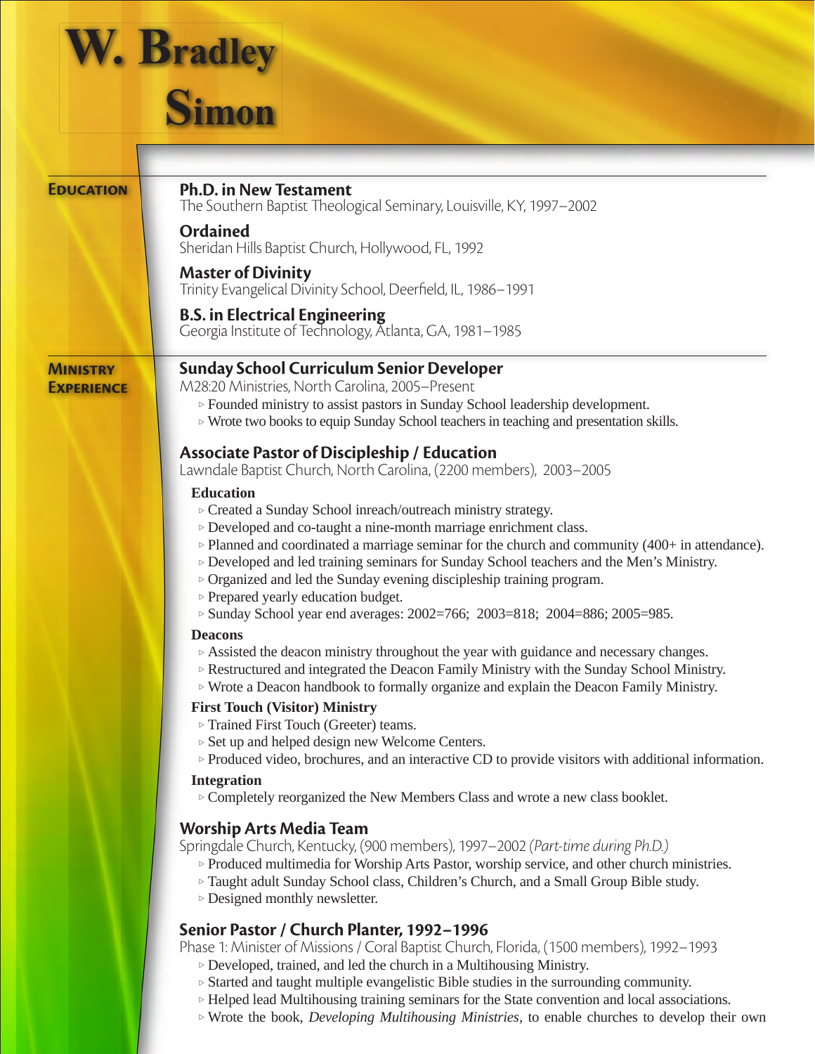# W. Bradley Simon

## Education

**Ph.D. in New Testament**
The Southern Baptist Theological Seminary, Louisville, KY, 1997–2002

**Ordained**
Sheridan Hills Baptist Church, Hollywood, FL, 1992

**Master of Divinity**
Trinity Evangelical Divinity School, Deerfield, IL, 1986–1991

**B.S. in Electrical Engineering**
Georgia Institute of Technology, Atlanta, GA, 1981–1985

## Ministry Experience

### Sunday School Curriculum Senior Developer
M28:20 Ministries, North Carolina, 2005–Present

- Founded ministry to assist pastors in Sunday School leadership development.
- Wrote two books to equip Sunday School teachers in teaching and presentation skills.

### Associate Pastor of Discipleship / Education
Lawndale Baptist Church, North Carolina, (2200 members), 2003–2005

**Education**
- Created a Sunday School inreach/outreach ministry strategy.
- Developed and co-taught a nine-month marriage enrichment class.
- Planned and coordinated a marriage seminar for the church and community (400+ in attendance).
- Developed and led training seminars for Sunday School teachers and the Men's Ministry.
- Organized and led the Sunday evening discipleship training program.
- Prepared yearly education budget.
- Sunday School year end averages: 2002=766; 2003=818; 2004=886; 2005=985.

**Deacons**
- Assisted the deacon ministry throughout the year with guidance and necessary changes.
- Restructured and integrated the Deacon Family Ministry with the Sunday School Ministry.
- Wrote a Deacon handbook to formally organize and explain the Deacon Family Ministry.

**First Touch (Visitor) Ministry**
- Trained First Touch (Greeter) teams.
- Set up and helped design new Welcome Centers.
- Produced video, brochures, and an interactive CD to provide visitors with additional information.

**Integration**
- Completely reorganized the New Members Class and wrote a new class booklet.

### Worship Arts Media Team
Springdale Church, Kentucky, (900 members), 1997–2002 *(Part-time during Ph.D.)*

- Produced multimedia for Worship Arts Pastor, worship service, and other church ministries.
- Taught adult Sunday School class, Children's Church, and a Small Group Bible study.
- Designed monthly newsletter.

### Senior Pastor / Church Planter, 1992–1996
Phase 1: Minister of Missions / Coral Baptist Church, Florida, (1500 members), 1992–1993

- Developed, trained, and led the church in a Multihousing Ministry.
- Started and taught multiple evangelistic Bible studies in the surrounding community.
- Helped lead Multihousing training seminars for the State convention and local associations.
- Wrote the book, *Developing Multihousing Ministries*, to enable churches to develop their own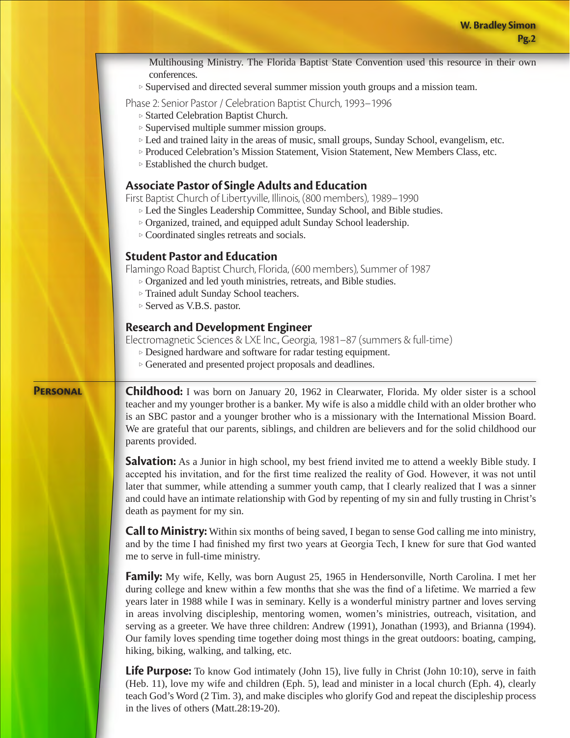Multihousing Ministry. The Florida Baptist State Convention used this resource in their own conferences.

- Supervised and directed several summer mission youth groups and a mission team.

Phase 2: Senior Pastor / Celebration Baptist Church, 1993–1996

- Started Celebration Baptist Church.
- Supervised multiple summer mission groups.
- Led and trained laity in the areas of music, small groups, Sunday School, evangelism, etc.
- Produced Celebration's Mission Statement, Vision Statement, New Members Class, etc.
- Established the church budget.

### Associate Pastor of Single Adults and Education

First Baptist Church of Libertyville, Illinois, (800 members), 1989–1990

- Led the Singles Leadership Committee, Sunday School, and Bible studies.
- Organized, trained, and equipped adult Sunday School leadership.
- Coordinated singles retreats and socials.

### Student Pastor and Education

Flamingo Road Baptist Church, Florida, (600 members), Summer of 1987

- Organized and led youth ministries, retreats, and Bible studies.
- Trained adult Sunday School teachers.
- Served as V.B.S. pastor.

### Research and Development Engineer

Electromagnetic Sciences & LXE Inc., Georgia, 1981–87 (summers & full-time)

- Designed hardware and software for radar testing equipment.
- Generated and presented project proposals and deadlines.

## Personal

**Childhood:** I was born on January 20, 1962 in Clearwater, Florida. My older sister is a school teacher and my younger brother is a banker. My wife is also a middle child with an older brother who is an SBC pastor and a younger brother who is a missionary with the International Mission Board. We are grateful that our parents, siblings, and children are believers and for the solid childhood our parents provided.

**Salvation:** As a Junior in high school, my best friend invited me to attend a weekly Bible study. I accepted his invitation, and for the first time realized the reality of God. However, it was not until later that summer, while attending a summer youth camp, that I clearly realized that I was a sinner and could have an intimate relationship with God by repenting of my sin and fully trusting in Christ's death as payment for my sin.

**Call to Ministry:** Within six months of being saved, I began to sense God calling me into ministry, and by the time I had finished my first two years at Georgia Tech, I knew for sure that God wanted me to serve in full-time ministry.

**Family:** My wife, Kelly, was born August 25, 1965 in Hendersonville, North Carolina. I met her during college and knew within a few months that she was the find of a lifetime. We married a few years later in 1988 while I was in seminary. Kelly is a wonderful ministry partner and loves serving in areas involving discipleship, mentoring women, women's ministries, outreach, visitation, and serving as a greeter. We have three children: Andrew (1991), Jonathan (1993), and Brianna (1994). Our family loves spending time together doing most things in the great outdoors: boating, camping, hiking, biking, walking, and talking, etc.

**Life Purpose:** To know God intimately (John 15), live fully in Christ (John 10:10), serve in faith (Heb. 11), love my wife and children (Eph. 5), lead and minister in a local church (Eph. 4), clearly teach God's Word (2 Tim. 3), and make disciples who glorify God and repeat the discipleship process in the lives of others (Matt.28:19-20).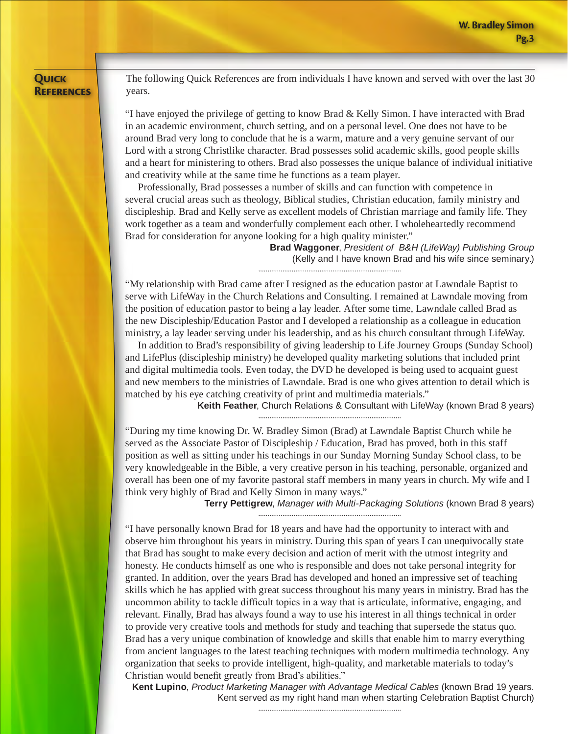## Quick References

The following Quick References are from individuals I have known and served with over the last 30 years.

"I have enjoyed the privilege of getting to know Brad & Kelly Simon. I have interacted with Brad in an academic environment, church setting, and on a personal level. One does not have to be around Brad very long to conclude that he is a warm, mature and a very genuine servant of our Lord with a strong Christlike character. Brad possesses solid academic skills, good people skills and a heart for ministering to others. Brad also possesses the unique balance of individual initiative and creativity while at the same time he functions as a team player.

Professionally, Brad possesses a number of skills and can function with competence in several crucial areas such as theology, Biblical studies, Christian education, family ministry and discipleship. Brad and Kelly serve as excellent models of Christian marriage and family life. They work together as a team and wonderfully complement each other. I wholeheartedly recommend Brad for consideration for anyone looking for a high quality minister."

**Brad Waggoner**, *President of B&H (LifeWay) Publishing Group*
(Kelly and I have known Brad and his wife since seminary.)

"My relationship with Brad came after I resigned as the education pastor at Lawndale Baptist to serve with LifeWay in the Church Relations and Consulting. I remained at Lawndale moving from the position of education pastor to being a lay leader. After some time, Lawndale called Brad as the new Discipleship/Education Pastor and I developed a relationship as a colleague in education ministry, a lay leader serving under his leadership, and as his church consultant through LifeWay.

In addition to Brad's responsibility of giving leadership to Life Journey Groups (Sunday School) and LifePlus (discipleship ministry) he developed quality marketing solutions that included print and digital multimedia tools. Even today, the DVD he developed is being used to acquaint guest and new members to the ministries of Lawndale. Brad is one who gives attention to detail which is matched by his eye catching creativity of print and multimedia materials."

**Keith Feather**, Church Relations & Consultant with LifeWay (known Brad 8 years)

"During my time knowing Dr. W. Bradley Simon (Brad) at Lawndale Baptist Church while he served as the Associate Pastor of Discipleship / Education, Brad has proved, both in this staff position as well as sitting under his teachings in our Sunday Morning Sunday School class, to be very knowledgeable in the Bible, a very creative person in his teaching, personable, organized and overall has been one of my favorite pastoral staff members in many years in church. My wife and I think very highly of Brad and Kelly Simon in many ways."

**Terry Pettigrew**, *Manager with Multi-Packaging Solutions* (known Brad 8 years)

"I have personally known Brad for 18 years and have had the opportunity to interact with and observe him throughout his years in ministry. During this span of years I can unequivocally state that Brad has sought to make every decision and action of merit with the utmost integrity and honesty. He conducts himself as one who is responsible and does not take personal integrity for granted. In addition, over the years Brad has developed and honed an impressive set of teaching skills which he has applied with great success throughout his many years in ministry. Brad has the uncommon ability to tackle difficult topics in a way that is articulate, informative, engaging, and relevant. Finally, Brad has always found a way to use his interest in all things technical in order to provide very creative tools and methods for study and teaching that supersede the status quo. Brad has a very unique combination of knowledge and skills that enable him to marry everything from ancient languages to the latest teaching techniques with modern multimedia technology. Any organization that seeks to provide intelligent, high-quality, and marketable materials to today's Christian would benefit greatly from Brad's abilities."

**Kent Lupino**, *Product Marketing Manager with Advantage Medical Cables* (known Brad 19 years. Kent served as my right hand man when starting Celebration Baptist Church)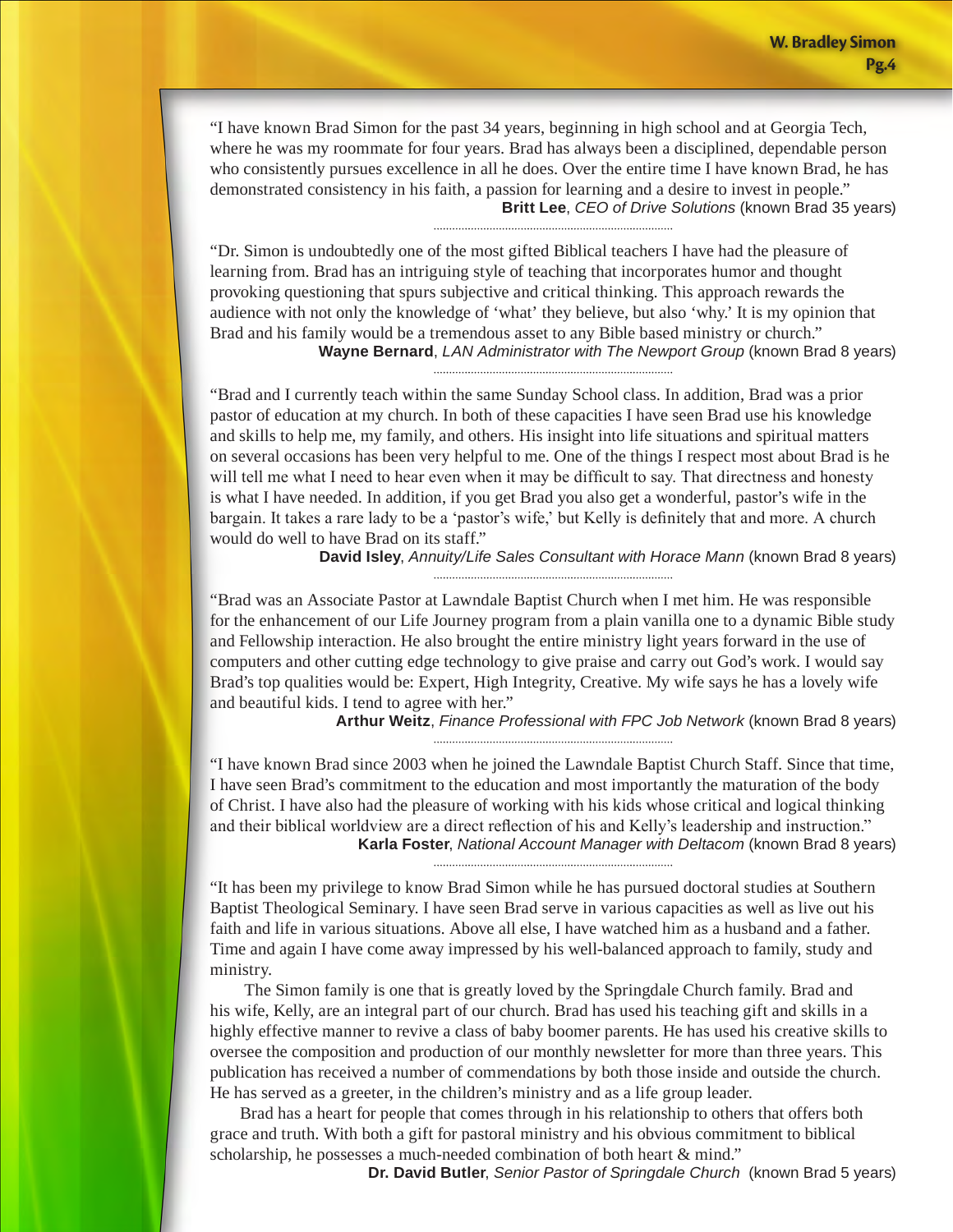"I have known Brad Simon for the past 34 years, beginning in high school and at Georgia Tech, where he was my roommate for four years. Brad has always been a disciplined, dependable person who consistently pursues excellence in all he does. Over the entire time I have known Brad, he has demonstrated consistency in his faith, a passion for learning and a desire to invest in people."

**Britt Lee**, *CEO of Drive Solutions* (known Brad 35 years)

---

"Dr. Simon is undoubtedly one of the most gifted Biblical teachers I have had the pleasure of learning from. Brad has an intriguing style of teaching that incorporates humor and thought provoking questioning that spurs subjective and critical thinking. This approach rewards the audience with not only the knowledge of 'what' they believe, but also 'why.' It is my opinion that Brad and his family would be a tremendous asset to any Bible based ministry or church."

**Wayne Bernard**, *LAN Administrator with The Newport Group* (known Brad 8 years)

---

"Brad and I currently teach within the same Sunday School class. In addition, Brad was a prior pastor of education at my church. In both of these capacities I have seen Brad use his knowledge and skills to help me, my family, and others. His insight into life situations and spiritual matters on several occasions has been very helpful to me. One of the things I respect most about Brad is he will tell me what I need to hear even when it may be difficult to say. That directness and honesty is what I have needed. In addition, if you get Brad you also get a wonderful, pastor's wife in the bargain. It takes a rare lady to be a 'pastor's wife,' but Kelly is definitely that and more. A church would do well to have Brad on its staff."

**David Isley**, *Annuity/Life Sales Consultant with Horace Mann* (known Brad 8 years)

---

"Brad was an Associate Pastor at Lawndale Baptist Church when I met him. He was responsible for the enhancement of our Life Journey program from a plain vanilla one to a dynamic Bible study and Fellowship interaction. He also brought the entire ministry light years forward in the use of computers and other cutting edge technology to give praise and carry out God's work. I would say Brad's top qualities would be: Expert, High Integrity, Creative. My wife says he has a lovely wife and beautiful kids. I tend to agree with her."

**Arthur Weitz**, *Finance Professional with FPC Job Network* (known Brad 8 years)

---

"I have known Brad since 2003 when he joined the Lawndale Baptist Church Staff. Since that time, I have seen Brad's commitment to the education and most importantly the maturation of the body of Christ. I have also had the pleasure of working with his kids whose critical and logical thinking and their biblical worldview are a direct reflection of his and Kelly's leadership and instruction."

**Karla Foster**, *National Account Manager with Deltacom* (known Brad 8 years)

---

"It has been my privilege to know Brad Simon while he has pursued doctoral studies at Southern Baptist Theological Seminary. I have seen Brad serve in various capacities as well as live out his faith and life in various situations. Above all else, I have watched him as a husband and a father. Time and again I have come away impressed by his well-balanced approach to family, study and ministry.

The Simon family is one that is greatly loved by the Springdale Church family. Brad and his wife, Kelly, are an integral part of our church. Brad has used his teaching gift and skills in a highly effective manner to revive a class of baby boomer parents. He has used his creative skills to oversee the composition and production of our monthly newsletter for more than three years. This publication has received a number of commendations by both those inside and outside the church. He has served as a greeter, in the children's ministry and as a life group leader.

Brad has a heart for people that comes through in his relationship to others that offers both grace and truth. With both a gift for pastoral ministry and his obvious commitment to biblical scholarship, he possesses a much-needed combination of both heart & mind."

**Dr. David Butler**, *Senior Pastor of Springdale Church* (known Brad 5 years)